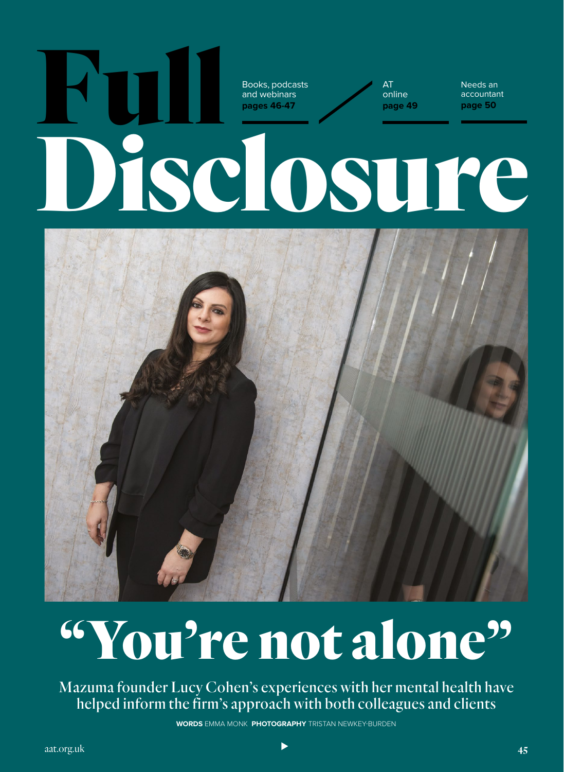# Full Disclosure

Books, podcasts and webinars **pages 46-47**

AT online **page 49**

Needs an accountant **page 50**

## "You're not alone"

Mazuma founder Lucy Cohen's experiences with her mental health have helped inform the firm's approach with both colleagues and clients

**WORDS** EMMA MONK **PHOTOGRAPHY** TRISTAN NEWKEY-BURDEN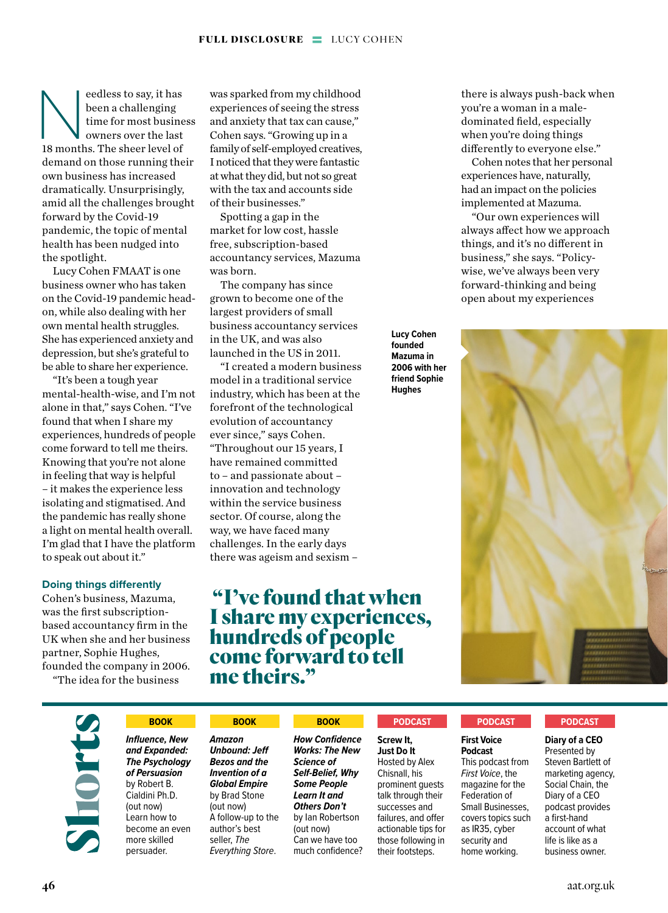Needless to say, it has been a challenging time for most business owners over the last 18 months. The sheer level of demand on those running their own business has increased dramatically. Unsurprisingly, amid all the challenges brought forward by the Covid-19 pandemic, the topic of mental health has been nudged into the spotlight.

Lucy Cohen FMAAT is one business owner who has taken on the Covid-19 pandemic head-on, while also dealing with her own mental health struggles. She has experienced anxiety and depression, but she's grateful to be able to share her experience.

"It's been a tough year mental-health-wise, and I'm not alone in that," says Cohen. "I've found that when I share my experiences, hundreds of people come forward to tell me theirs. Knowing that you're not alone in feeling that way is helpful – it makes the experience less isolating and stigmatised. And the pandemic has really shone a light on mental health overall. I'm glad that I have the platform to speak out about it."

### Doing things differently

Cohen's business, Mazuma, was the first subscription-based accountancy firm in the UK when she and her business partner, Sophie Hughes, founded the company in 2006.

"The idea for the business was sparked from my childhood experiences of seeing the stress and anxiety that tax can cause," Cohen says. "Growing up in a family of self-employed creatives, I noticed that they were fantastic at what they did, but not so great with the tax and accounts side of their businesses."

Spotting a gap in the market for low cost, hassle free, subscription-based accountancy services, Mazuma was born.

The company has since grown to become one of the largest providers of small business accountancy services in the UK, and was also launched in the US in 2011.

"I created a modern business model in a traditional service industry, which has been at the forefront of the technological evolution of accountancy ever since," says Cohen. "Throughout our 15 years, I have remained committed to – and passionate about – innovation and technology within the service business sector. Of course, along the way, we have faced many challenges. In the early days there was ageism and sexism – there is always push-back when you're a woman in a male-dominated field, especially when you're doing things differently to everyone else."

Cohen notes that her personal experiences have, naturally, had an impact on the policies implemented at Mazuma.

"Our own experiences will always affect how we approach things, and it's no different in business," she says. "Policy-wise, we've always been very forward-thinking and being open about my experiences

> **"I've found that when I share my experiences, hundreds of people come forward to tell me theirs."**

**Lucy Cohen founded Mazuma in 2006 with her friend Sophie Hughes**

## Shorts

**BOOK**
***Influence, New and Expanded: The Psychology of Persuasion*** by Robert B. Cialdini Ph.D. (out now)
Learn how to become an even more skilled persuader.

**BOOK**
***Amazon Unbound: Jeff Bezos and the Invention of a Global Empire*** by Brad Stone (out now)
A follow-up to the author's best seller, *The Everything Store*.

**BOOK**
***How Confidence Works: The New Science of Self-Belief, Why Some People Learn It and Others Don't*** by Ian Robertson (out now)
Can we have too much confidence?

**PODCAST**
**Screw It, Just Do It**
Hosted by Alex Chisnall, his prominent guests talk through their successes and failures, and offer actionable tips for those following in their footsteps.

**PODCAST**
**First Voice Podcast**
This podcast from *First Voice*, the magazine for the Federation of Small Businesses, covers topics such as IR35, cyber security and home working.

**PODCAST**
**Diary of a CEO**
Presented by Steven Bartlett of marketing agency, Social Chain, the Diary of a CEO podcast provides a first-hand account of what life is like as a business owner.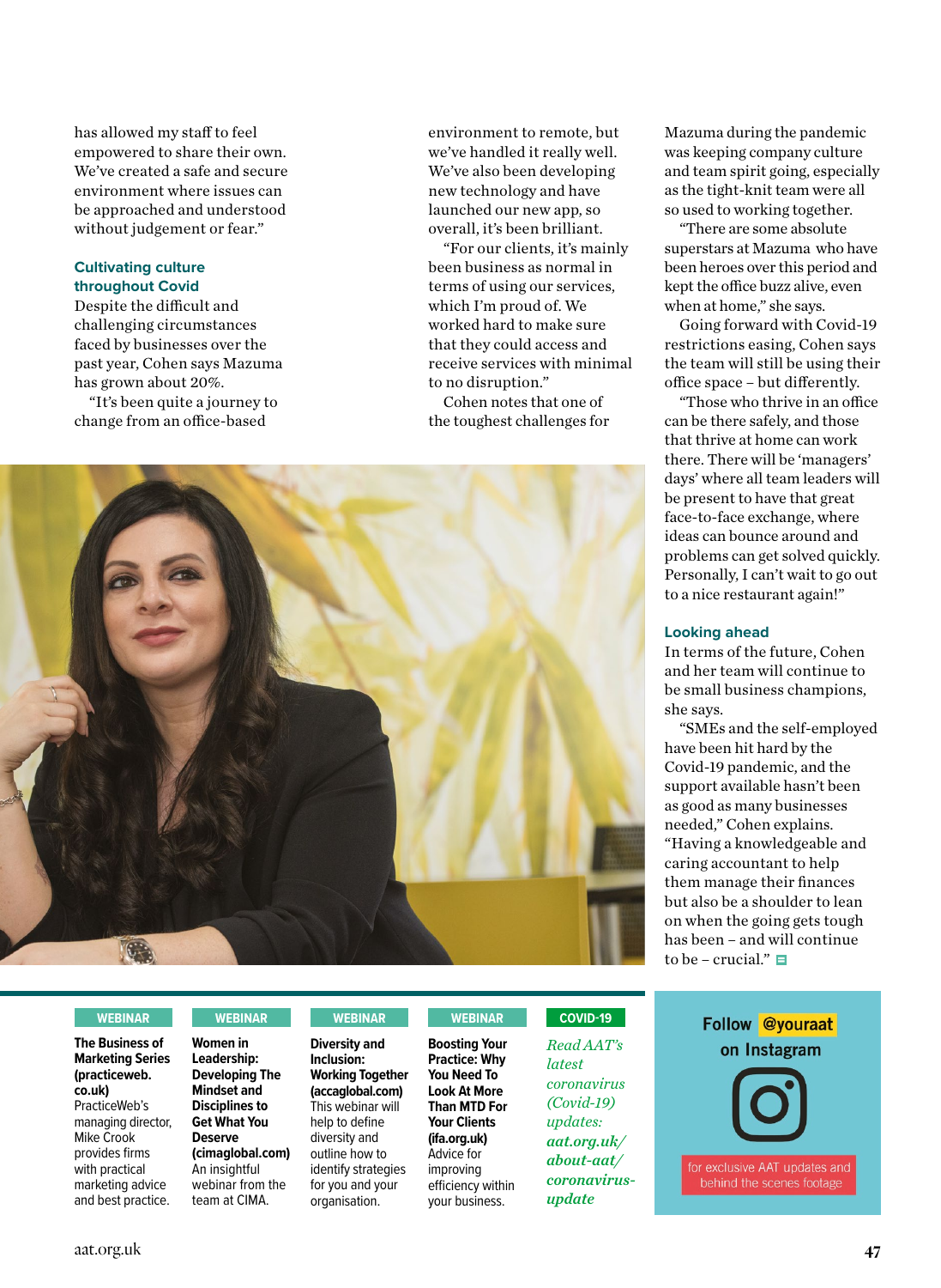has allowed my staff to feel empowered to share their own. We've created a safe and secure environment where issues can be approached and understood without judgement or fear."

## Cultivating culture throughout Covid

Despite the difficult and challenging circumstances faced by businesses over the past year, Cohen says Mazuma has grown about 20%.

"It's been quite a journey to change from an office-based environment to remote, but we've handled it really well. We've also been developing new technology and have launched our new app, so overall, it's been brilliant.

"For our clients, it's mainly been business as normal in terms of using our services, which I'm proud of. We worked hard to make sure that they could access and receive services with minimal to no disruption."

Cohen notes that one of the toughest challenges for Mazuma during the pandemic was keeping company culture and team spirit going, especially as the tight-knit team were all so used to working together.

"There are some absolute superstars at Mazuma who have been heroes over this period and kept the office buzz alive, even when at home," she says.

Going forward with Covid-19 restrictions easing, Cohen says the team will still be using their office space – but differently.

"Those who thrive in an office can be there safely, and those that thrive at home can work there. There will be 'managers' days' where all team leaders will be present to have that great face-to-face exchange, where ideas can bounce around and problems can get solved quickly. Personally, I can't wait to go out to a nice restaurant again!"

## Looking ahead

In terms of the future, Cohen and her team will continue to be small business champions, she says.

"SMEs and the self-employed have been hit hard by the Covid-19 pandemic, and the support available hasn't been as good as many businesses needed," Cohen explains. "Having a knowledgeable and caring accountant to help them manage their finances but also be a shoulder to lean on when the going gets tough has been – and will continue to be – crucial."

---

**WEBINAR**

**The Business of Marketing Series (practiceweb.co.uk)**
PracticeWeb's managing director, Mike Crook provides firms with practical marketing advice and best practice.

**WEBINAR**

**Women in Leadership: Developing The Mindset and Disciplines to Get What You Deserve (cimaglobal.com)**
An insightful webinar from the team at CIMA.

**WEBINAR**

**Diversity and Inclusion: Working Together (accaglobal.com)**
This webinar will help to define diversity and outline how to identify strategies for you and your organisation.

**WEBINAR**

**Boosting Your Practice: Why You Need To Look At More Than MTD For Your Clients (ifa.org.uk)**
Advice for improving efficiency within your business.

**COVID-19**

*Read AAT's latest coronavirus (Covid-19) updates:* ***aat.org.uk/about-aat/coronavirus-update***

Follow **@youraat** on Instagram

for exclusive AAT updates and behind the scenes footage